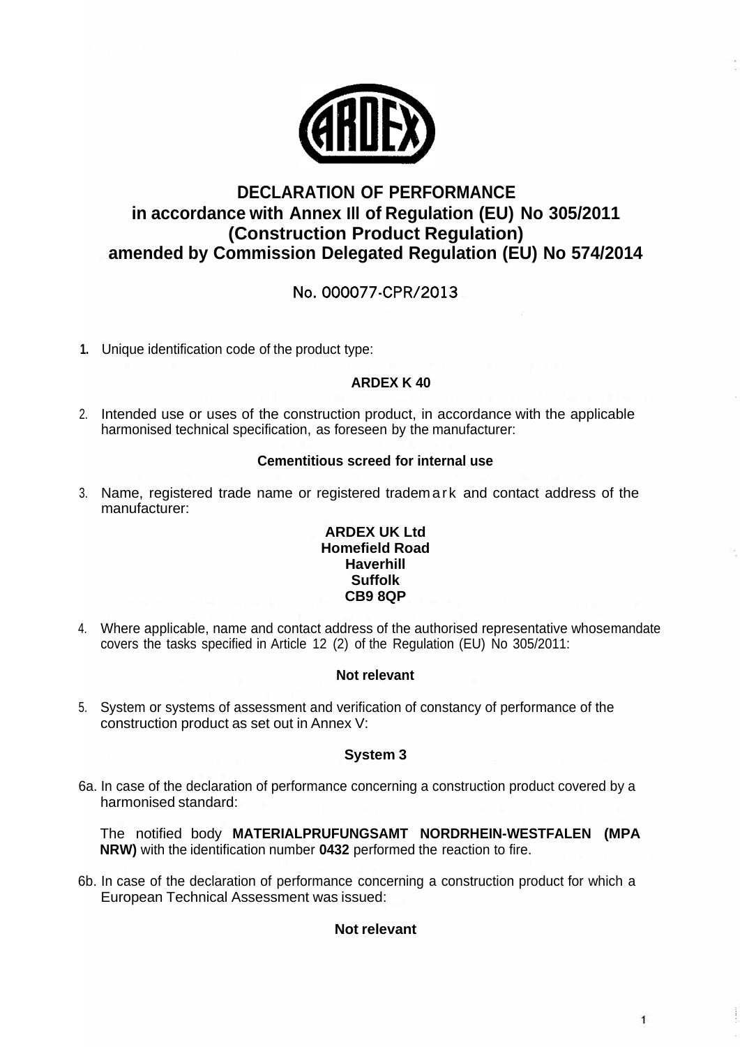# DECLARATION OF PERFORMANCE
## in accordance with Annex III of Regulation (EU) No 305/2011 (Construction Product Regulation) amended by Commission Delegated Regulation (EU) No 574/2014

No. 000077-CPR/2013

1. Unique identification code of the product type:

   **ARDEX K 40**

2. Intended use or uses of the construction product, in accordance with the applicable harmonised technical specification, as foreseen by the manufacturer:

   **Cementitious screed for internal use**

3. Name, registered trade name or registered trademark and contact address of the manufacturer:

   **ARDEX UK Ltd**
   **Homefield Road**
   **Haverhill**
   **Suffolk**
   **CB9 8QP**

4. Where applicable, name and contact address of the authorised representative whose mandate covers the tasks specified in Article 12 (2) of the Regulation (EU) No 305/2011:

   **Not relevant**

5. System or systems of assessment and verification of constancy of performance of the construction product as set out in Annex V:

   **System 3**

6a. In case of the declaration of performance concerning a construction product covered by a harmonised standard:

   The notified body **MATERIALPRUFUNGSAMT NORDRHEIN-WESTFALEN (MPA NRW)** with the identification number **0432** performed the reaction to fire.

6b. In case of the declaration of performance concerning a construction product for which a European Technical Assessment was issued:

   **Not relevant**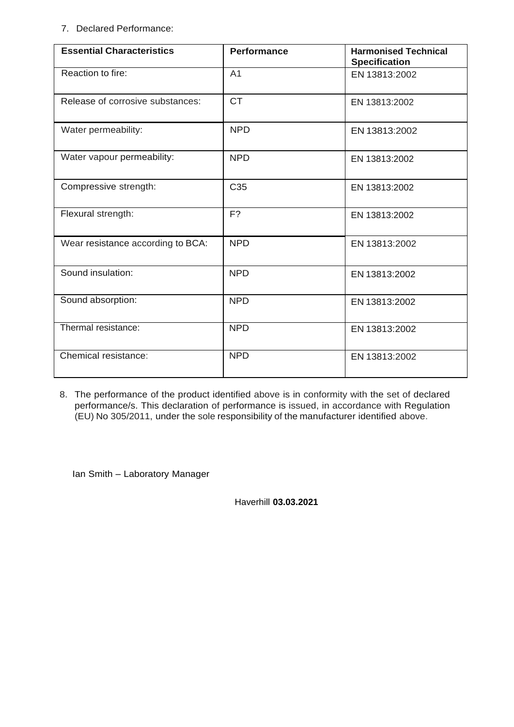7. Declared Performance:

| Essential Characteristics | Performance | Harmonised Technical Specification |
|---|---|---|
| Reaction to fire: | A1 | EN 13813:2002 |
| Release of corrosive substances: | CT | EN 13813:2002 |
| Water permeability: | NPD | EN 13813:2002 |
| Water vapour permeability: | NPD | EN 13813:2002 |
| Compressive strength: | C35 | EN 13813:2002 |
| Flexural strength: | F? | EN 13813:2002 |
| Wear resistance according to BCA: | NPD | EN 13813:2002 |
| Sound insulation: | NPD | EN 13813:2002 |
| Sound absorption: | NPD | EN 13813:2002 |
| Thermal resistance: | NPD | EN 13813:2002 |
| Chemical resistance: | NPD | EN 13813:2002 |

8. The performance of the product identified above is in conformity with the set of declared performance/s. This declaration of performance is issued, in accordance with Regulation (EU) No 305/2011, under the sole responsibility of the manufacturer identified above.

Ian Smith – Laboratory Manager

Haverhill **03.03.2021**